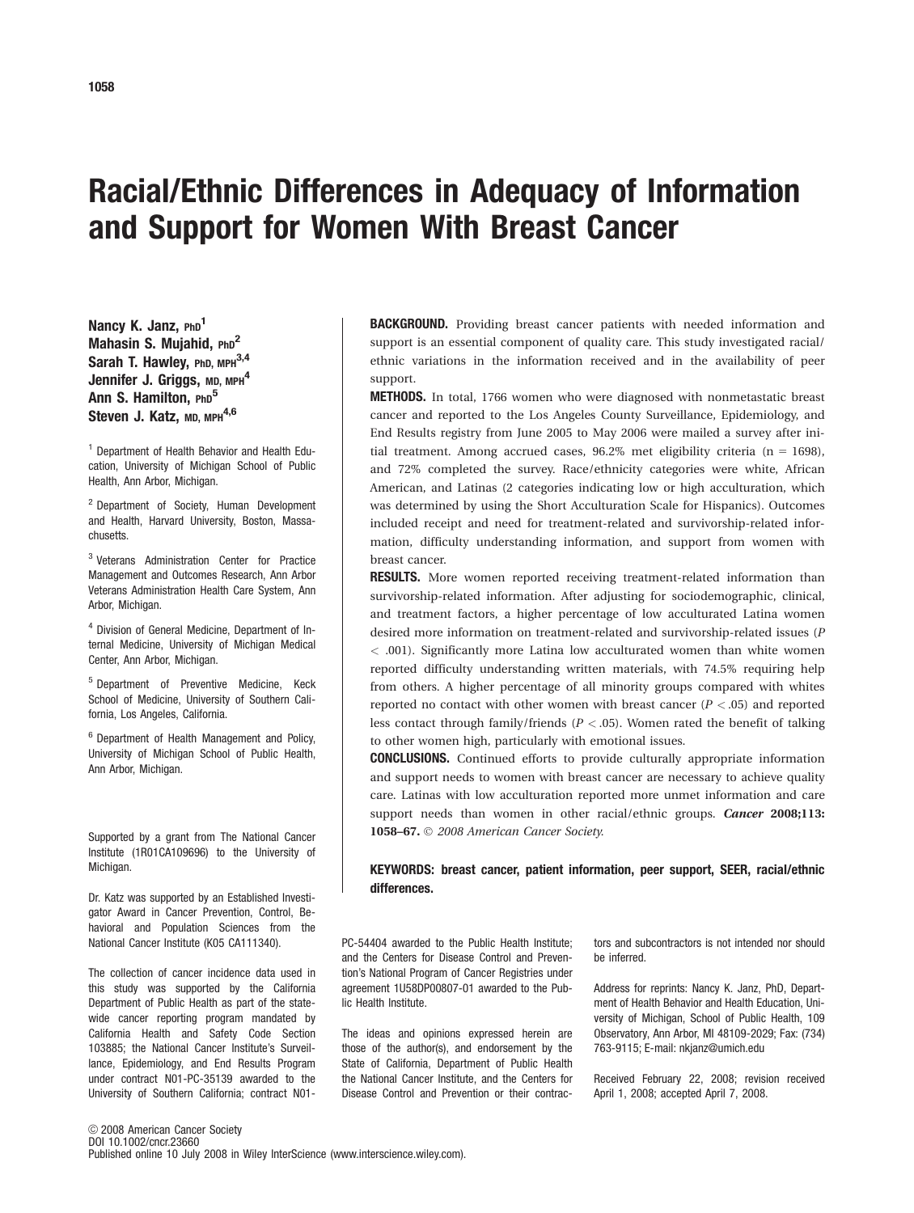# Racial/Ethnic Differences in Adequacy of Information and Support for Women With Breast Cancer

**Nancy K. Janz**, PhD[1]
**Mahasin S. Mujahid**, PhD[2]
**Sarah T. Hawley**, PhD, MPH[3,4]
**Jennifer J. Griggs**, MD, MPH[4]
**Ann S. Hamilton**, PhD[5]
**Steven J. Katz**, MD, MPH[4,6]

[1] Department of Health Behavior and Health Education, University of Michigan School of Public Health, Ann Arbor, Michigan.

[2] Department of Society, Human Development and Health, Harvard University, Boston, Massachusetts.

[3] Veterans Administration Center for Practice Management and Outcomes Research, Ann Arbor Veterans Administration Health Care System, Ann Arbor, Michigan.

[4] Division of General Medicine, Department of Internal Medicine, University of Michigan Medical Center, Ann Arbor, Michigan.

[5] Department of Preventive Medicine, Keck School of Medicine, University of Southern California, Los Angeles, California.

[6] Department of Health Management and Policy, University of Michigan School of Public Health, Ann Arbor, Michigan.

**BACKGROUND.** Providing breast cancer patients with needed information and support is an essential component of quality care. This study investigated racial/ethnic variations in the information received and in the availability of peer support.

**METHODS.** In total, 1766 women who were diagnosed with nonmetastatic breast cancer and reported to the Los Angeles County Surveillance, Epidemiology, and End Results registry from June 2005 to May 2006 were mailed a survey after initial treatment. Among accrued cases, 96.2% met eligibility criteria (n = 1698), and 72% completed the survey. Race/ethnicity categories were white, African American, and Latinas (2 categories indicating low or high acculturation, which was determined by using the Short Acculturation Scale for Hispanics). Outcomes included receipt and need for treatment-related and survivorship-related information, difficulty understanding information, and support from women with breast cancer.

**RESULTS.** More women reported receiving treatment-related information than survivorship-related information. After adjusting for sociodemographic, clinical, and treatment factors, a higher percentage of low acculturated Latina women desired more information on treatment-related and survivorship-related issues ($P < .001$). Significantly more Latina low acculturated women than white women reported difficulty understanding written materials, with 74.5% requiring help from others. A higher percentage of all minority groups compared with whites reported no contact with other women with breast cancer ($P < .05$) and reported less contact through family/friends ($P < .05$). Women rated the benefit of talking to other women high, particularly with emotional issues.

**CONCLUSIONS.** Continued efforts to provide culturally appropriate information and support needs to women with breast cancer are necessary to achieve quality care. Latinas with low acculturation reported more unmet information and care support needs than women in other racial/ethnic groups. ***Cancer* 2008;113:1058–67.** *© 2008 American Cancer Society.*

**KEYWORDS: breast cancer, patient information, peer support, SEER, racial/ethnic differences.**

Supported by a grant from The National Cancer Institute (1R01CA109696) to the University of Michigan.

Dr. Katz was supported by an Established Investigator Award in Cancer Prevention, Control, Behavioral and Population Sciences from the National Cancer Institute (K05 CA111340).

The collection of cancer incidence data used in this study was supported by the California Department of Public Health as part of the statewide cancer reporting program mandated by California Health and Safety Code Section 103885; the National Cancer Institute's Surveillance, Epidemiology, and End Results Program under contract N01-PC-35139 awarded to the University of Southern California; contract N01-PC-54404 awarded to the Public Health Institute; and the Centers for Disease Control and Prevention's National Program of Cancer Registries under agreement 1U58DP00807-01 awarded to the Public Health Institute.

The ideas and opinions expressed herein are those of the author(s), and endorsement by the State of California, Department of Public Health the National Cancer Institute, and the Centers for Disease Control and Prevention or their contractors and subcontractors is not intended nor should be inferred.

Address for reprints: Nancy K. Janz, PhD, Department of Health Behavior and Health Education, University of Michigan, School of Public Health, 109 Observatory, Ann Arbor, MI 48109-2029; Fax: (734) 763-9115; E-mail: nkjanz@umich.edu

Received February 22, 2008; revision received April 1, 2008; accepted April 7, 2008.

© 2008 American Cancer Society
DOI 10.1002/cncr.23660
Published online 10 July 2008 in Wiley InterScience (www.interscience.wiley.com).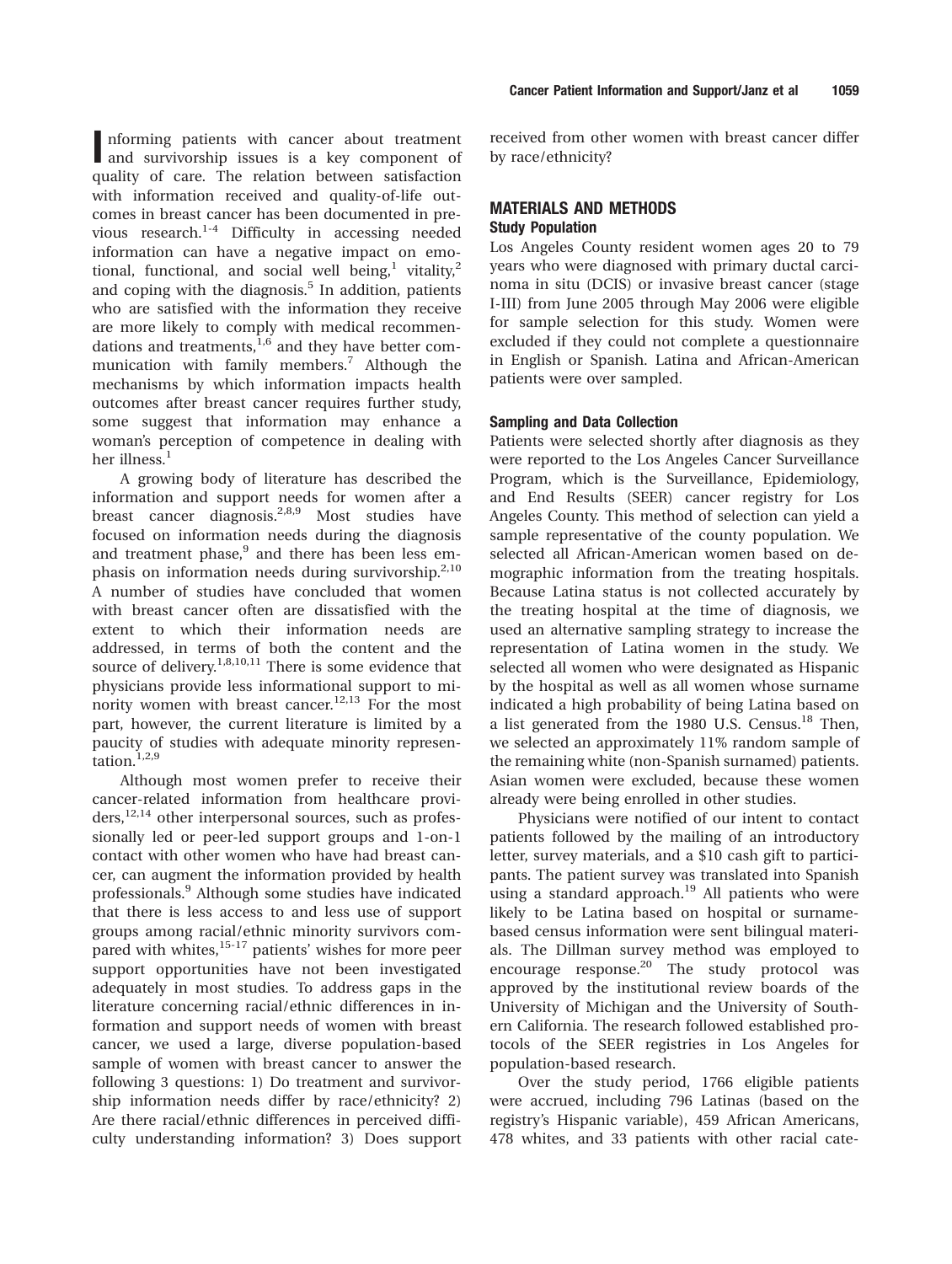Informing patients with cancer about treatment and survivorship issues is a key component of quality of care. The relation between satisfaction with information received and quality-of-life outcomes in breast cancer has been documented in previous research.[1-4] Difficulty in accessing needed information can have a negative impact on emotional, functional, and social well being,[1] vitality,[2] and coping with the diagnosis.[5] In addition, patients who are satisfied with the information they receive are more likely to comply with medical recommendations and treatments,[1,6] and they have better communication with family members.[7] Although the mechanisms by which information impacts health outcomes after breast cancer requires further study, some suggest that information may enhance a woman's perception of competence in dealing with her illness.[1]

A growing body of literature has described the information and support needs for women after a breast cancer diagnosis.[2,8,9] Most studies have focused on information needs during the diagnosis and treatment phase,[9] and there has been less emphasis on information needs during survivorship.[2,10] A number of studies have concluded that women with breast cancer often are dissatisfied with the extent to which their information needs are addressed, in terms of both the content and the source of delivery.[1,8,10,11] There is some evidence that physicians provide less informational support to minority women with breast cancer.[12,13] For the most part, however, the current literature is limited by a paucity of studies with adequate minority representation.[1,2,9]

Although most women prefer to receive their cancer-related information from healthcare providers,[12,14] other interpersonal sources, such as professionally led or peer-led support groups and 1-on-1 contact with other women who have had breast cancer, can augment the information provided by health professionals.[9] Although some studies have indicated that there is less access to and less use of support groups among racial/ethnic minority survivors compared with whites,[15-17] patients' wishes for more peer support opportunities have not been investigated adequately in most studies. To address gaps in the literature concerning racial/ethnic differences in information and support needs of women with breast cancer, we used a large, diverse population-based sample of women with breast cancer to answer the following 3 questions: 1) Do treatment and survivorship information needs differ by race/ethnicity? 2) Are there racial/ethnic differences in perceived difficulty understanding information? 3) Does support received from other women with breast cancer differ by race/ethnicity?

## MATERIALS AND METHODS

### Study Population

Los Angeles County resident women ages 20 to 79 years who were diagnosed with primary ductal carcinoma in situ (DCIS) or invasive breast cancer (stage I-III) from June 2005 through May 2006 were eligible for sample selection for this study. Women were excluded if they could not complete a questionnaire in English or Spanish. Latina and African-American patients were over sampled.

### Sampling and Data Collection

Patients were selected shortly after diagnosis as they were reported to the Los Angeles Cancer Surveillance Program, which is the Surveillance, Epidemiology, and End Results (SEER) cancer registry for Los Angeles County. This method of selection can yield a sample representative of the county population. We selected all African-American women based on demographic information from the treating hospitals. Because Latina status is not collected accurately by the treating hospital at the time of diagnosis, we used an alternative sampling strategy to increase the representation of Latina women in the study. We selected all women who were designated as Hispanic by the hospital as well as all women whose surname indicated a high probability of being Latina based on a list generated from the 1980 U.S. Census.[18] Then, we selected an approximately 11% random sample of the remaining white (non-Spanish surnamed) patients. Asian women were excluded, because these women already were being enrolled in other studies.

Physicians were notified of our intent to contact patients followed by the mailing of an introductory letter, survey materials, and a $10 cash gift to participants. The patient survey was translated into Spanish using a standard approach.[19] All patients who were likely to be Latina based on hospital or surname-based census information were sent bilingual materials. The Dillman survey method was employed to encourage response.[20] The study protocol was approved by the institutional review boards of the University of Michigan and the University of Southern California. The research followed established protocols of the SEER registries in Los Angeles for population-based research.

Over the study period, 1766 eligible patients were accrued, including 796 Latinas (based on the registry's Hispanic variable), 459 African Americans, 478 whites, and 33 patients with other racial cate-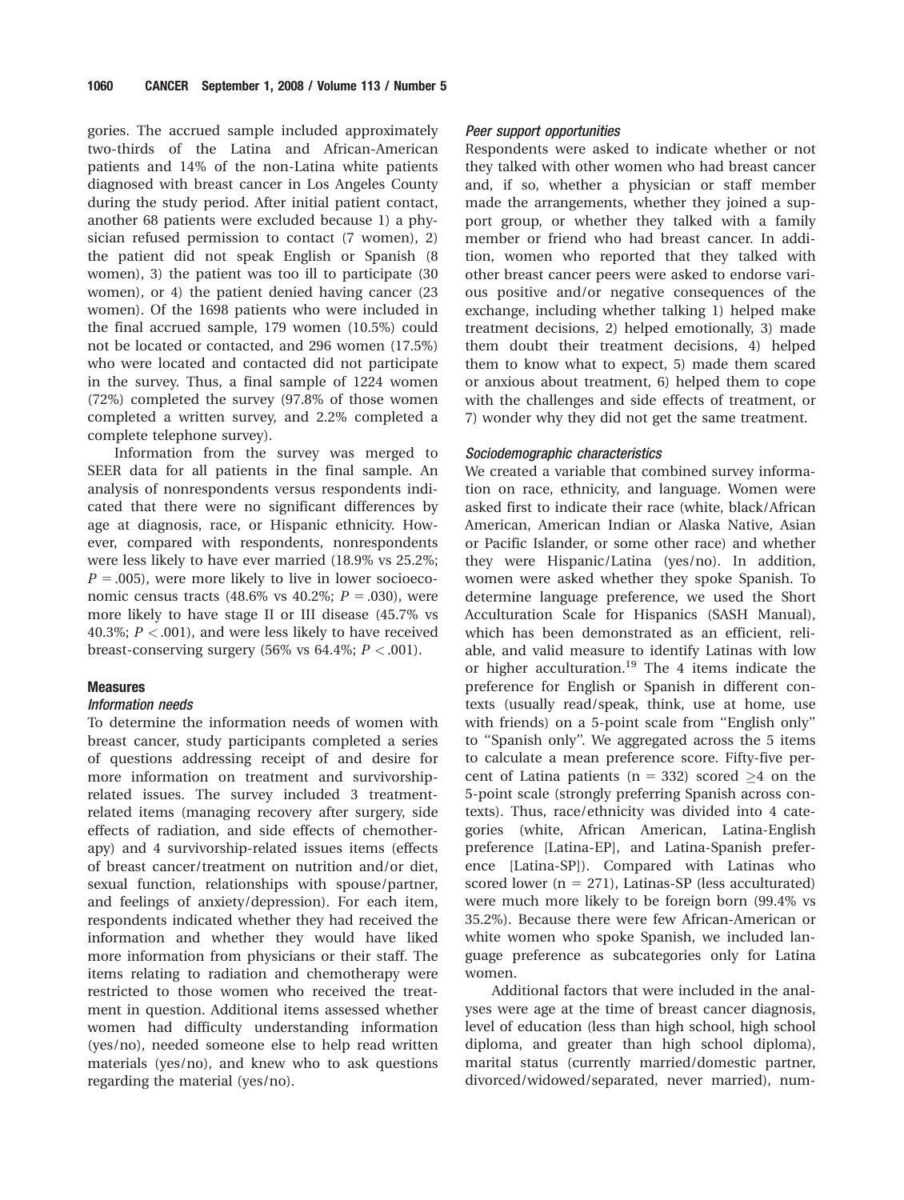gories. The accrued sample included approximately two-thirds of the Latina and African-American patients and 14% of the non-Latina white patients diagnosed with breast cancer in Los Angeles County during the study period. After initial patient contact, another 68 patients were excluded because 1) a physician refused permission to contact (7 women), 2) the patient did not speak English or Spanish (8 women), 3) the patient was too ill to participate (30 women), or 4) the patient denied having cancer (23 women). Of the 1698 patients who were included in the final accrued sample, 179 women (10.5%) could not be located or contacted, and 296 women (17.5%) who were located and contacted did not participate in the survey. Thus, a final sample of 1224 women (72%) completed the survey (97.8% of those women completed a written survey, and 2.2% completed a complete telephone survey).

Information from the survey was merged to SEER data for all patients in the final sample. An analysis of nonrespondents versus respondents indicated that there were no significant differences by age at diagnosis, race, or Hispanic ethnicity. However, compared with respondents, nonrespondents were less likely to have ever married (18.9% vs 25.2%; $P = .005$), were more likely to live in lower socioeconomic census tracts (48.6% vs 40.2%; $P = .030$), were more likely to have stage II or III disease (45.7% vs 40.3%; $P < .001$), and were less likely to have received breast-conserving surgery (56% vs 64.4%; $P < .001$).

## Measures

### *Information needs*

To determine the information needs of women with breast cancer, study participants completed a series of questions addressing receipt of and desire for more information on treatment and survivorship-related issues. The survey included 3 treatment-related items (managing recovery after surgery, side effects of radiation, and side effects of chemotherapy) and 4 survivorship-related issues items (effects of breast cancer/treatment on nutrition and/or diet, sexual function, relationships with spouse/partner, and feelings of anxiety/depression). For each item, respondents indicated whether they had received the information and whether they would have liked more information from physicians or their staff. The items relating to radiation and chemotherapy were restricted to those women who received the treatment in question. Additional items assessed whether women had difficulty understanding information (yes/no), needed someone else to help read written materials (yes/no), and knew who to ask questions regarding the material (yes/no).

### *Peer support opportunities*

Respondents were asked to indicate whether or not they talked with other women who had breast cancer and, if so, whether a physician or staff member made the arrangements, whether they joined a support group, or whether they talked with a family member or friend who had breast cancer. In addition, women who reported that they talked with other breast cancer peers were asked to endorse various positive and/or negative consequences of the exchange, including whether talking 1) helped make treatment decisions, 2) helped emotionally, 3) made them doubt their treatment decisions, 4) helped them to know what to expect, 5) made them scared or anxious about treatment, 6) helped them to cope with the challenges and side effects of treatment, or 7) wonder why they did not get the same treatment.

### *Sociodemographic characteristics*

We created a variable that combined survey information on race, ethnicity, and language. Women were asked first to indicate their race (white, black/African American, American Indian or Alaska Native, Asian or Pacific Islander, or some other race) and whether they were Hispanic/Latina (yes/no). In addition, women were asked whether they spoke Spanish. To determine language preference, we used the Short Acculturation Scale for Hispanics (SASH Manual), which has been demonstrated as an efficient, reliable, and valid measure to identify Latinas with low or higher acculturation.[19] The 4 items indicate the preference for English or Spanish in different contexts (usually read/speak, think, use at home, use with friends) on a 5-point scale from "English only" to "Spanish only". We aggregated across the 5 items to calculate a mean preference score. Fifty-five percent of Latina patients (n = 332) scored ≥4 on the 5-point scale (strongly preferring Spanish across contexts). Thus, race/ethnicity was divided into 4 categories (white, African American, Latina-English preference [Latina-EP], and Latina-Spanish preference [Latina-SP]). Compared with Latinas who scored lower (n = 271), Latinas-SP (less acculturated) were much more likely to be foreign born (99.4% vs 35.2%). Because there were few African-American or white women who spoke Spanish, we included language preference as subcategories only for Latina women.

Additional factors that were included in the analyses were age at the time of breast cancer diagnosis, level of education (less than high school, high school diploma, and greater than high school diploma), marital status (currently married/domestic partner, divorced/widowed/separated, never married), num-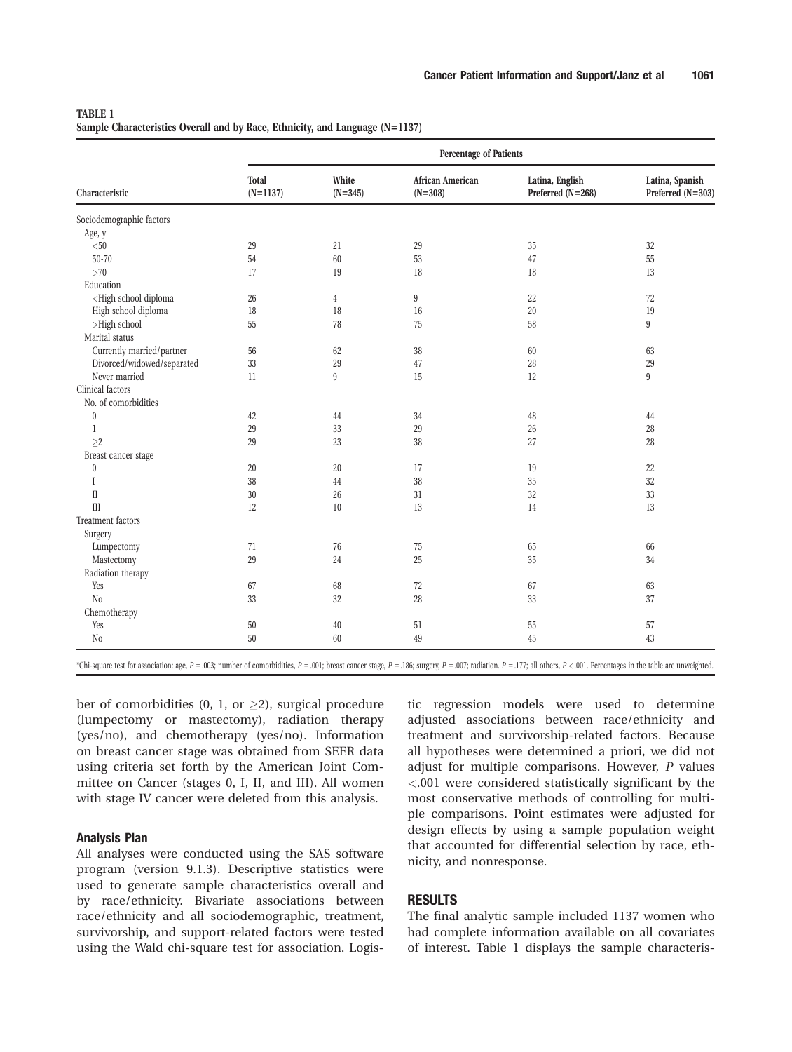**TABLE 1**
**Sample Characteristics Overall and by Race, Ethnicity, and Language (N=1137)**

| | Percentage of Patients | | | | |
|---|---|---|---|---|---|
| Characteristic | Total (N=1137) | White (N=345) | African American (N=308) | Latina, English Preferred (N=268) | Latina, Spanish Preferred (N=303) |
| Sociodemographic factors | | | | | |
| Age, y | | | | | |
| <50 | 29 | 21 | 29 | 35 | 32 |
| 50-70 | 54 | 60 | 53 | 47 | 55 |
| >70 | 17 | 19 | 18 | 18 | 13 |
| Education | | | | | |
| <High school diploma | 26 | 4 | 9 | 22 | 72 |
| High school diploma | 18 | 18 | 16 | 20 | 19 |
| >High school | 55 | 78 | 75 | 58 | 9 |
| Marital status | | | | | |
| Currently married/partner | 56 | 62 | 38 | 60 | 63 |
| Divorced/widowed/separated | 33 | 29 | 47 | 28 | 29 |
| Never married | 11 | 9 | 15 | 12 | 9 |
| Clinical factors | | | | | |
| No. of comorbidities | | | | | |
| 0 | 42 | 44 | 34 | 48 | 44 |
| 1 | 29 | 33 | 29 | 26 | 28 |
| ≥2 | 29 | 23 | 38 | 27 | 28 |
| Breast cancer stage | | | | | |
| 0 | 20 | 20 | 17 | 19 | 22 |
| I | 38 | 44 | 38 | 35 | 32 |
| II | 30 | 26 | 31 | 32 | 33 |
| III | 12 | 10 | 13 | 14 | 13 |
| Treatment factors | | | | | |
| Surgery | | | | | |
| Lumpectomy | 71 | 76 | 75 | 65 | 66 |
| Mastectomy | 29 | 24 | 25 | 35 | 34 |
| Radiation therapy | | | | | |
| Yes | 67 | 68 | 72 | 67 | 63 |
| No | 33 | 32 | 28 | 33 | 37 |
| Chemotherapy | | | | | |
| Yes | 50 | 40 | 51 | 55 | 57 |
| No | 50 | 60 | 49 | 45 | 43 |

*Chi-square test for association: age, $P = .003$; number of comorbidities, $P = .001$; breast cancer stage, $P = .186$; surgery, $P = .007$; radiation. $P = .177$; all others, $P < .001$. Percentages in the table are unweighted.

ber of comorbidities (0, 1, or ≥2), surgical procedure (lumpectomy or mastectomy), radiation therapy (yes/no), and chemotherapy (yes/no). Information on breast cancer stage was obtained from SEER data using criteria set forth by the American Joint Committee on Cancer (stages 0, I, II, and III). All women with stage IV cancer were deleted from this analysis.

### Analysis Plan

All analyses were conducted using the SAS software program (version 9.1.3). Descriptive statistics were used to generate sample characteristics overall and by race/ethnicity. Bivariate associations between race/ethnicity and all sociodemographic, treatment, survivorship, and support-related factors were tested using the Wald chi-square test for association. Logistic regression models were used to determine adjusted associations between race/ethnicity and treatment and survivorship-related factors. Because all hypotheses were determined a priori, we did not adjust for multiple comparisons. However, *P* values <.001 were considered statistically significant by the most conservative methods of controlling for multiple comparisons. Point estimates were adjusted for design effects by using a sample population weight that accounted for differential selection by race, ethnicity, and nonresponse.

## RESULTS

The final analytic sample included 1137 women who had complete information available on all covariates of interest. Table 1 displays the sample characteris-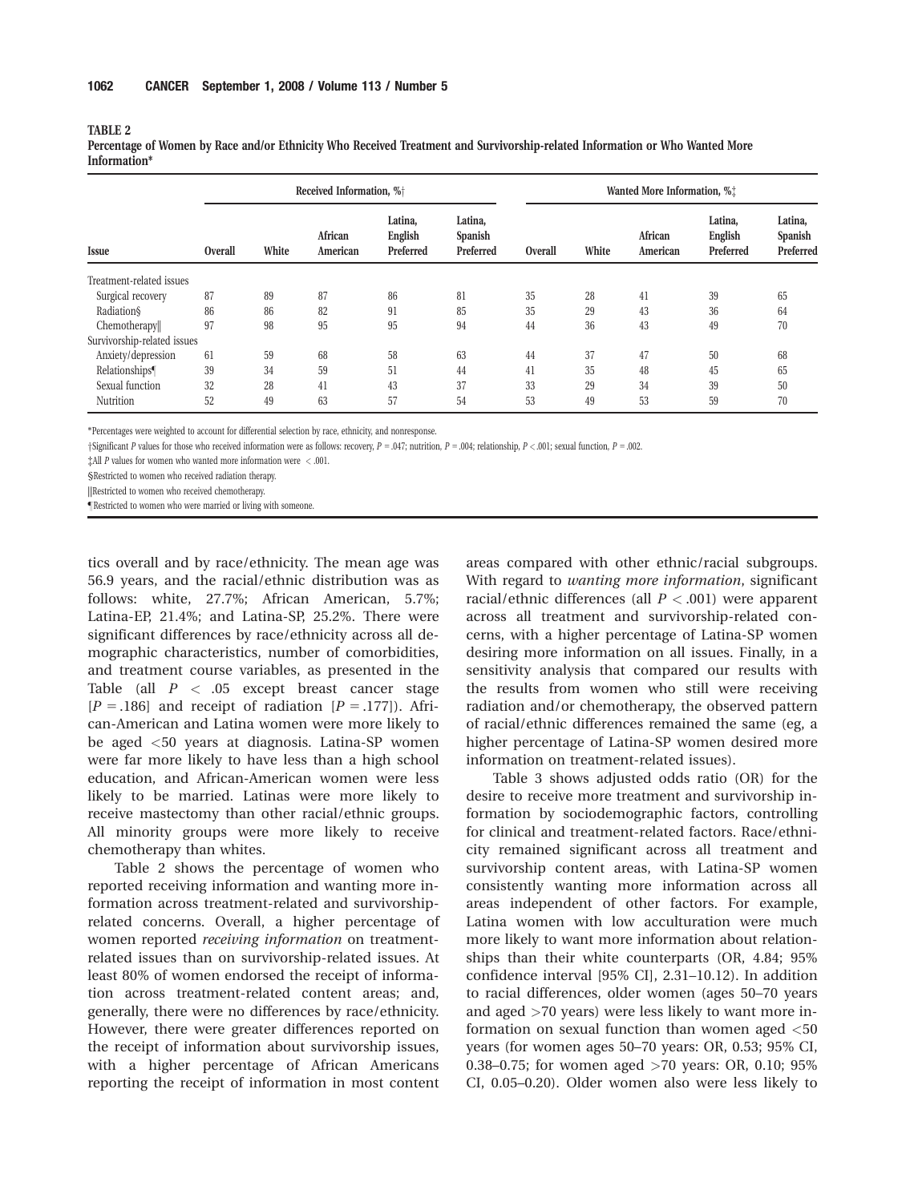**TABLE 2**
**Percentage of Women by Race and/or Ethnicity Who Received Treatment and Survivorship-related Information or Who Wanted More Information***

| Issue | Received Information, %† | | | | | Wanted More Information, %‡ | | | | |
|---|---|---|---|---|---|---|---|---|---|---|
| | Overall | White | African American | Latina, English Preferred | Latina, Spanish Preferred | Overall | White | African American | Latina, English Preferred | Latina, Spanish Preferred |
| Treatment-related issues | | | | | | | | | | |
| Surgical recovery | 87 | 89 | 87 | 86 | 81 | 35 | 28 | 41 | 39 | 65 |
| Radiation§ | 86 | 86 | 82 | 91 | 85 | 35 | 29 | 43 | 36 | 64 |
| Chemotherapy‖ | 97 | 98 | 95 | 95 | 94 | 44 | 36 | 43 | 49 | 70 |
| Survivorship-related issues | | | | | | | | | | |
| Anxiety/depression | 61 | 59 | 68 | 58 | 63 | 44 | 37 | 47 | 50 | 68 |
| Relationships¶ | 39 | 34 | 59 | 51 | 44 | 41 | 35 | 48 | 45 | 65 |
| Sexual function | 32 | 28 | 41 | 43 | 37 | 33 | 29 | 34 | 39 | 50 |
| Nutrition | 52 | 49 | 63 | 57 | 54 | 53 | 49 | 53 | 59 | 70 |

*Percentages were weighted to account for differential selection by race, ethnicity, and nonresponse.

†Significant $P$ values for those who received information were as follows: recovery, $P = .047$; nutrition, $P = .004$; relationship, $P < .001$; sexual function, $P = .002$.

‡All $P$ values for women who wanted more information were $< .001$.

§Restricted to women who received radiation therapy.

‖Restricted to women who received chemotherapy.

¶Restricted to women who were married or living with someone.

tics overall and by race/ethnicity. The mean age was 56.9 years, and the racial/ethnic distribution was as follows: white, 27.7%; African American, 5.7%; Latina-EP, 21.4%; and Latina-SP, 25.2%. There were significant differences by race/ethnicity across all demographic characteristics, number of comorbidities, and treatment course variables, as presented in the Table (all $P < .05$ except breast cancer stage [$P = .186$] and receipt of radiation [$P = .177$]). African-American and Latina women were more likely to be aged <50 years at diagnosis. Latina-SP women were far more likely to have less than a high school education, and African-American women were less likely to be married. Latinas were more likely to receive mastectomy than other racial/ethnic groups. All minority groups were more likely to receive chemotherapy than whites.

Table 2 shows the percentage of women who reported receiving information and wanting more information across treatment-related and survivorship-related concerns. Overall, a higher percentage of women reported *receiving information* on treatment-related issues than on survivorship-related issues. At least 80% of women endorsed the receipt of information across treatment-related content areas; and, generally, there were no differences by race/ethnicity. However, there were greater differences reported on the receipt of information about survivorship issues, with a higher percentage of African Americans reporting the receipt of information in most content areas compared with other ethnic/racial subgroups. With regard to *wanting more information*, significant racial/ethnic differences (all $P < .001$) were apparent across all treatment and survivorship-related concerns, with a higher percentage of Latina-SP women desiring more information on all issues. Finally, in a sensitivity analysis that compared our results with the results from women who still were receiving radiation and/or chemotherapy, the observed pattern of racial/ethnic differences remained the same (eg, a higher percentage of Latina-SP women desired more information on treatment-related issues).

Table 3 shows adjusted odds ratio (OR) for the desire to receive more treatment and survivorship information by sociodemographic factors, controlling for clinical and treatment-related factors. Race/ethnicity remained significant across all treatment and survivorship content areas, with Latina-SP women consistently wanting more information across all areas independent of other factors. For example, Latina women with low acculturation were much more likely to want more information about relationships than their white counterparts (OR, 4.84; 95% confidence interval [95% CI], 2.31–10.12). In addition to racial differences, older women (ages 50–70 years and aged >70 years) were less likely to want more information on sexual function than women aged <50 years (for women ages 50–70 years: OR, 0.53; 95% CI, 0.38–0.75; for women aged >70 years: OR, 0.10; 95% CI, 0.05–0.20). Older women also were less likely to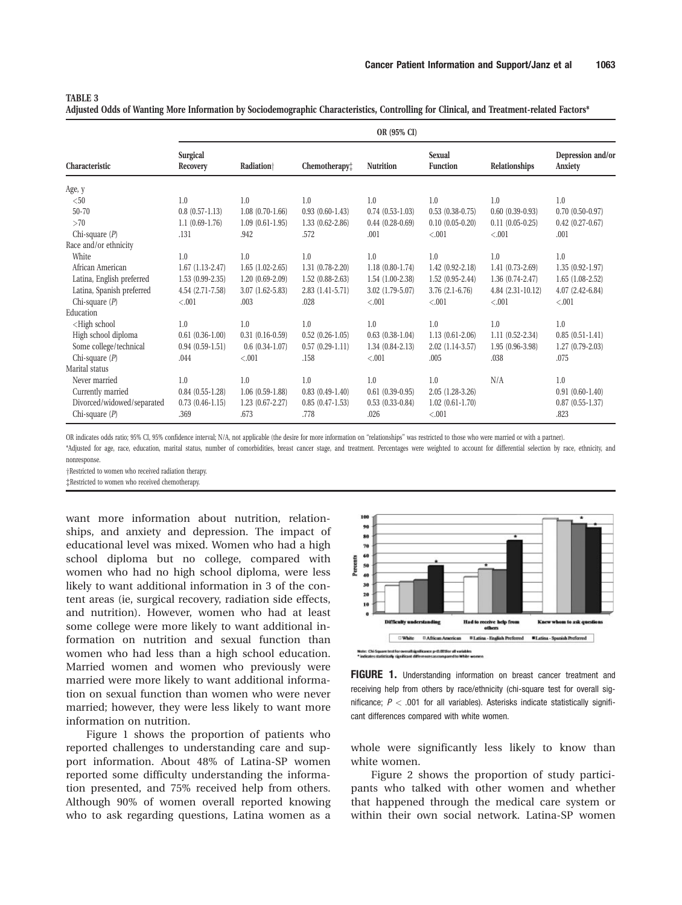**TABLE 3**
**Adjusted Odds of Wanting More Information by Sociodemographic Characteristics, Controlling for Clinical, and Treatment-related Factors***

| Characteristic | OR (95% CI) | | | | | | |
|---|---|---|---|---|---|---|---|
| | Surgical Recovery | Radiation† | Chemotherapy‡ | Nutrition | Sexual Function | Relationships | Depression and/or Anxiety |
| Age, y | | | | | | | |
| <50 | 1.0 | 1.0 | 1.0 | 1.0 | 1.0 | 1.0 | 1.0 |
| 50-70 | 0.8 (0.57-1.13) | 1.08 (0.70-1.66) | 0.93 (0.60-1.43) | 0.74 (0.53-1.03) | 0.53 (0.38-0.75) | 0.60 (0.39-0.93) | 0.70 (0.50-0.97) |
| >70 | 1.1 (0.69-1.76) | 1.09 (0.61-1.95) | 1.33 (0.62-2.86) | 0.44 (0.28-0.69) | 0.10 (0.05-0.20) | 0.11 (0.05-0.25) | 0.42 (0.27-0.67) |
| Chi-square (P) | .131 | .942 | .572 | .001 | <.001 | <.001 | .001 |
| Race and/or ethnicity | | | | | | | |
| White | 1.0 | 1.0 | 1.0 | 1.0 | 1.0 | 1.0 | 1.0 |
| African American | 1.67 (1.13-2.47) | 1.65 (1.02-2.65) | 1.31 (0.78-2.20) | 1.18 (0.80-1.74) | 1.42 (0.92-2.18) | 1.41 (0.73-2.69) | 1.35 (0.92-1.97) |
| Latina, English preferred | 1.53 (0.99-2.35) | 1.20 (0.69-2.09) | 1.52 (0.88-2.63) | 1.54 (1.00-2.38) | 1.52 (0.95-2.44) | 1.36 (0.74-2.47) | 1.65 (1.08-2.52) |
| Latina, Spanish preferred | 4.54 (2.71-7.58) | 3.07 (1.62-5.83) | 2.83 (1.41-5.71) | 3.02 (1.79-5.07) | 3.76 (2.1-6.76) | 4.84 (2.31-10.12) | 4.07 (2.42-6.84) |
| Chi-square (P) | <.001 | .003 | .028 | <.001 | <.001 | <.001 | <.001 |
| Education | | | | | | | |
| <High school | 1.0 | 1.0 | 1.0 | 1.0 | 1.0 | 1.0 | 1.0 |
| High school diploma | 0.61 (0.36-1.00) | 0.31 (0.16-0.59) | 0.52 (0.26-1.05) | 0.63 (0.38-1.04) | 1.13 (0.61-2.06) | 1.11 (0.52-2.34) | 0.85 (0.51-1.41) |
| Some college/technical | 0.94 (0.59-1.51) | 0.6 (0.34-1.07) | 0.57 (0.29-1.11) | 1.34 (0.84-2.13) | 2.02 (1.14-3.57) | 1.95 (0.96-3.98) | 1.27 (0.79-2.03) |
| Chi-square (P) | .044 | <.001 | .158 | <.001 | .005 | .038 | .075 |
| Marital status | | | | | | | |
| Never married | 1.0 | 1.0 | 1.0 | 1.0 | 1.0 | N/A | 1.0 |
| Currently married | 0.84 (0.55-1.28) | 1.06 (0.59-1.88) | 0.83 (0.49-1.40) | 0.61 (0.39-0.95) | 2.05 (1.28-3.26) | | 0.91 (0.60-1.40) |
| Divorced/widowed/separated | 0.73 (0.46-1.15) | 1.23 (0.67-2.27) | 0.85 (0.47-1.53) | 0.53 (0.33-0.84) | 1.02 (0.61-1.70) | | 0.87 (0.55-1.37) |
| Chi-square (P) | .369 | .673 | .778 | .026 | <.001 | | .823 |

OR indicates odds ratio; 95% CI, 95% confidence interval; N/A, not applicable (the desire for more information on "relationships" was restricted to those who were married or with a partner).

*Adjusted for age, race, education, marital status, number of comorbidities, breast cancer stage, and treatment. Percentages were weighted to account for differential selection by race, ethnicity, and nonresponse.

†Restricted to women who received radiation therapy.

‡Restricted to women who received chemotherapy.

want more information about nutrition, relationships, and anxiety and depression. The impact of educational level was mixed. Women who had a high school diploma but no college, compared with women who had no high school diploma, were less likely to want additional information in 3 of the content areas (ie, surgical recovery, radiation side effects, and nutrition). However, women who had at least some college were more likely to want additional information on nutrition and sexual function than women who had less than a high school education. Married women and women who previously were married were more likely to want additional information on sexual function than women who were never married; however, they were less likely to want more information on nutrition.

Figure 1 shows the proportion of patients who reported challenges to understanding care and support information. About 48% of Latina-SP women reported some difficulty understanding the information presented, and 75% received help from others. Although 90% of women overall reported knowing who to ask regarding questions, Latina women as a whole were significantly less likely to know than white women.

**FIGURE 1.** Understanding information on breast cancer treatment and receiving help from others by race/ethnicity (chi-square test for overall significance; $P < .001$ for all variables). Asterisks indicate statistically significant differences compared with white women.

Figure 2 shows the proportion of study participants who talked with other women and whether that happened through the medical care system or within their own social network. Latina-SP women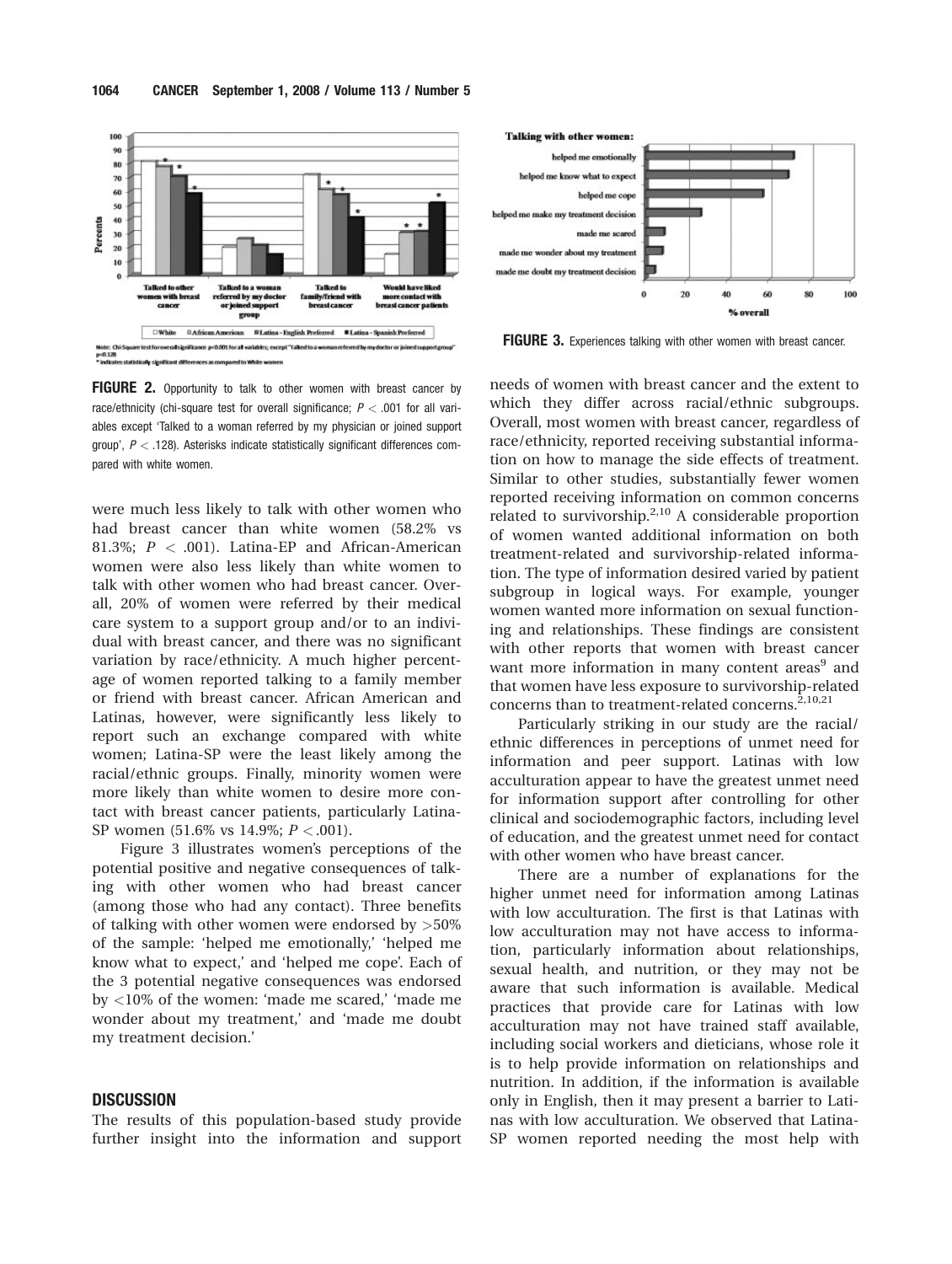100
90
80
70
60
50
40
30
20
10
0

Percents

Talked to other women with breast cancer

Talked to a woman referred by my doctor or joined support group

Talked to family/friend with breast cancer

Would have liked more contact with breast cancer patients

□White ▪African American ▪Latina - English Preferred ▪Latina - Spanish Preferred

Note: Chi-Square test for overall significance p<0.001 for all variables; except "Talked to a woman referred by my doctor or joined support group" p<0.128

* indicates statistically significant differences as compared to White women

**FIGURE 2.** Opportunity to talk to other women with breast cancer by race/ethnicity (chi-square test for overall significance; $P < .001$ for all variables except 'Talked to a woman referred by my physician or joined support group', $P < .128$). Asterisks indicate statistically significant differences compared with white women.

were much less likely to talk with other women who had breast cancer than white women (58.2% vs 81.3%; $P < .001$). Latina-EP and African-American women were also less likely than white women to talk with other women who had breast cancer. Overall, 20% of women were referred by their medical care system to a support group and/or to an individual with breast cancer, and there was no significant variation by race/ethnicity. A much higher percentage of women reported talking to a family member or friend with breast cancer. African American and Latinas, however, were significantly less likely to report such an exchange compared with white women; Latina-SP were the least likely among the racial/ethnic groups. Finally, minority women were more likely than white women to desire more contact with breast cancer patients, particularly Latina-SP women (51.6% vs 14.9%; $P < .001$).

Figure 3 illustrates women's perceptions of the potential positive and negative consequences of talking with other women who had breast cancer (among those who had any contact). Three benefits of talking with other women were endorsed by >50% of the sample: 'helped me emotionally,' 'helped me know what to expect,' and 'helped me cope'. Each of the 3 potential negative consequences was endorsed by <10% of the women: 'made me scared,' 'made me wonder about my treatment,' and 'made me doubt my treatment decision.'

## DISCUSSION

The results of this population-based study provide further insight into the information and support needs of women with breast cancer and the extent to which they differ across racial/ethnic subgroups. Overall, most women with breast cancer, regardless of race/ethnicity, reported receiving substantial information on how to manage the side effects of treatment. Similar to other studies, substantially fewer women reported receiving information on common concerns related to survivorship.[2,10] A considerable proportion of women wanted additional information on both treatment-related and survivorship-related information. The type of information desired varied by patient subgroup in logical ways. For example, younger women wanted more information on sexual functioning and relationships. These findings are consistent with other reports that women with breast cancer want more information in many content areas[9] and that women have less exposure to survivorship-related concerns than to treatment-related concerns.[2,10,21]

Particularly striking in our study are the racial/ethnic differences in perceptions of unmet need for information and peer support. Latinas with low acculturation appear to have the greatest unmet need for information support after controlling for other clinical and sociodemographic factors, including level of education, and the greatest unmet need for contact with other women who have breast cancer.

There are a number of explanations for the higher unmet need for information among Latinas with low acculturation. The first is that Latinas with low acculturation may not have access to information, particularly information about relationships, sexual health, and nutrition, or they may not be aware that such information is available. Medical practices that provide care for Latinas with low acculturation may not have trained staff available, including social workers and dieticians, whose role it is to help provide information on relationships and nutrition. In addition, if the information is available only in English, then it may present a barrier to Latinas with low acculturation. We observed that Latina-SP women reported needing the most help with

Talking with other women:

helped me emotionally

helped me know what to expect

helped me cope

helped me make my treatment decision

made me scared

made me wonder about my treatment

made me doubt my treatment decision

0 20 40 60 80 100

% overall

**FIGURE 3.** Experiences talking with other women with breast cancer.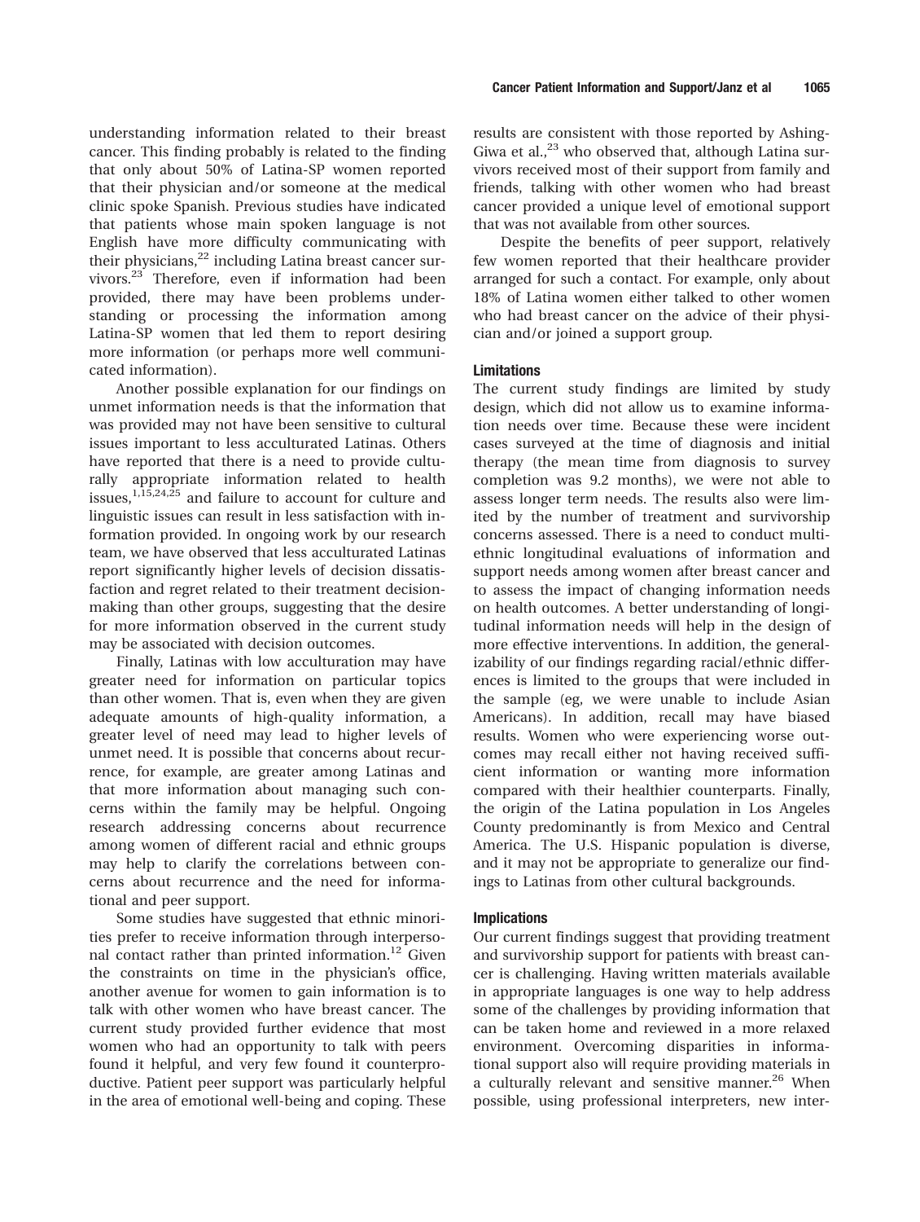understanding information related to their breast cancer. This finding probably is related to the finding that only about 50% of Latina-SP women reported that their physician and/or someone at the medical clinic spoke Spanish. Previous studies have indicated that patients whose main spoken language is not English have more difficulty communicating with their physicians,[22] including Latina breast cancer survivors.[23] Therefore, even if information had been provided, there may have been problems understanding or processing the information among Latina-SP women that led them to report desiring more information (or perhaps more well communicated information).

Another possible explanation for our findings on unmet information needs is that the information that was provided may not have been sensitive to cultural issues important to less acculturated Latinas. Others have reported that there is a need to provide culturally appropriate information related to health issues,[1,15,24,25] and failure to account for culture and linguistic issues can result in less satisfaction with information provided. In ongoing work by our research team, we have observed that less acculturated Latinas report significantly higher levels of decision dissatisfaction and regret related to their treatment decision-making than other groups, suggesting that the desire for more information observed in the current study may be associated with decision outcomes.

Finally, Latinas with low acculturation may have greater need for information on particular topics than other women. That is, even when they are given adequate amounts of high-quality information, a greater level of need may lead to higher levels of unmet need. It is possible that concerns about recurrence, for example, are greater among Latinas and that more information about managing such concerns within the family may be helpful. Ongoing research addressing concerns about recurrence among women of different racial and ethnic groups may help to clarify the correlations between concerns about recurrence and the need for informational and peer support.

Some studies have suggested that ethnic minorities prefer to receive information through interpersonal contact rather than printed information.[12] Given the constraints on time in the physician's office, another avenue for women to gain information is to talk with other women who have breast cancer. The current study provided further evidence that most women who had an opportunity to talk with peers found it helpful, and very few found it counterproductive. Patient peer support was particularly helpful in the area of emotional well-being and coping. These results are consistent with those reported by Ashing-Giwa et al.,[23] who observed that, although Latina survivors received most of their support from family and friends, talking with other women who had breast cancer provided a unique level of emotional support that was not available from other sources.

Despite the benefits of peer support, relatively few women reported that their healthcare provider arranged for such a contact. For example, only about 18% of Latina women either talked to other women who had breast cancer on the advice of their physician and/or joined a support group.

### Limitations

The current study findings are limited by study design, which did not allow us to examine information needs over time. Because these were incident cases surveyed at the time of diagnosis and initial therapy (the mean time from diagnosis to survey completion was 9.2 months), we were not able to assess longer term needs. The results also were limited by the number of treatment and survivorship concerns assessed. There is a need to conduct multiethnic longitudinal evaluations of information and support needs among women after breast cancer and to assess the impact of changing information needs on health outcomes. A better understanding of longitudinal information needs will help in the design of more effective interventions. In addition, the generalizability of our findings regarding racial/ethnic differences is limited to the groups that were included in the sample (eg, we were unable to include Asian Americans). In addition, recall may have biased results. Women who were experiencing worse outcomes may recall either not having received sufficient information or wanting more information compared with their healthier counterparts. Finally, the origin of the Latina population in Los Angeles County predominantly is from Mexico and Central America. The U.S. Hispanic population is diverse, and it may not be appropriate to generalize our findings to Latinas from other cultural backgrounds.

### Implications

Our current findings suggest that providing treatment and survivorship support for patients with breast cancer is challenging. Having written materials available in appropriate languages is one way to help address some of the challenges by providing information that can be taken home and reviewed in a more relaxed environment. Overcoming disparities in informational support also will require providing materials in a culturally relevant and sensitive manner.[26] When possible, using professional interpreters, new inter-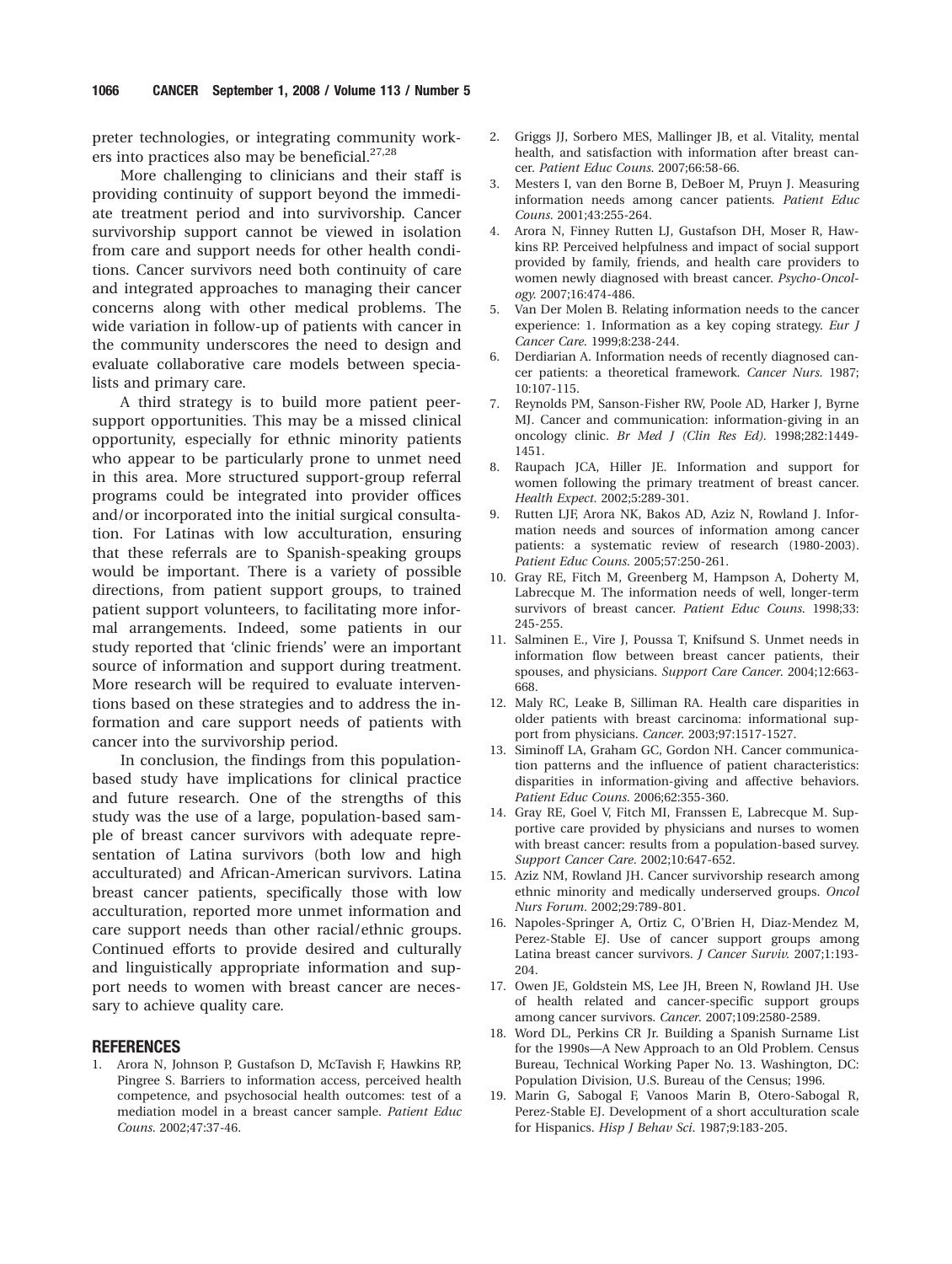preter technologies, or integrating community workers into practices also may be beneficial.[27,28]

More challenging to clinicians and their staff is providing continuity of support beyond the immediate treatment period and into survivorship. Cancer survivorship support cannot be viewed in isolation from care and support needs for other health conditions. Cancer survivors need both continuity of care and integrated approaches to managing their cancer concerns along with other medical problems. The wide variation in follow-up of patients with cancer in the community underscores the need to design and evaluate collaborative care models between specialists and primary care.

A third strategy is to build more patient peer-support opportunities. This may be a missed clinical opportunity, especially for ethnic minority patients who appear to be particularly prone to unmet need in this area. More structured support-group referral programs could be integrated into provider offices and/or incorporated into the initial surgical consultation. For Latinas with low acculturation, ensuring that these referrals are to Spanish-speaking groups would be important. There is a variety of possible directions, from patient support groups, to trained patient support volunteers, to facilitating more informal arrangements. Indeed, some patients in our study reported that 'clinic friends' were an important source of information and support during treatment. More research will be required to evaluate interventions based on these strategies and to address the information and care support needs of patients with cancer into the survivorship period.

In conclusion, the findings from this population-based study have implications for clinical practice and future research. One of the strengths of this study was the use of a large, population-based sample of breast cancer survivors with adequate representation of Latina survivors (both low and high acculturated) and African-American survivors. Latina breast cancer patients, specifically those with low acculturation, reported more unmet information and care support needs than other racial/ethnic groups. Continued efforts to provide desired and culturally and linguistically appropriate information and support needs to women with breast cancer are necessary to achieve quality care.

## REFERENCES

1. Arora N, Johnson P, Gustafson D, McTavish F, Hawkins RP, Pingree S. Barriers to information access, perceived health competence, and psychosocial health outcomes: test of a mediation model in a breast cancer sample. *Patient Educ Couns.* 2002;47:37-46.
2. Griggs JJ, Sorbero MES, Mallinger JB, et al. Vitality, mental health, and satisfaction with information after breast cancer. *Patient Educ Couns.* 2007;66:58-66.
3. Mesters I, van den Borne B, DeBoer M, Pruyn J. Measuring information needs among cancer patients. *Patient Educ Couns.* 2001;43:255-264.
4. Arora N, Finney Rutten LJ, Gustafson DH, Moser R, Hawkins RP. Perceived helpfulness and impact of social support provided by family, friends, and health care providers to women newly diagnosed with breast cancer. *Psycho-Oncology.* 2007;16:474-486.
5. Van Der Molen B. Relating information needs to the cancer experience: 1. Information as a key coping strategy. *Eur J Cancer Care.* 1999;8:238-244.
6. Derdiarian A. Information needs of recently diagnosed cancer patients: a theoretical framework. *Cancer Nurs.* 1987; 10:107-115.
7. Reynolds PM, Sanson-Fisher RW, Poole AD, Harker J, Byrne MJ. Cancer and communication: information-giving in an oncology clinic. *Br Med J (Clin Res Ed).* 1998;282:1449-1451.
8. Raupach JCA, Hiller JE. Information and support for women following the primary treatment of breast cancer. *Health Expect.* 2002;5:289-301.
9. Rutten LJF, Arora NK, Bakos AD, Aziz N, Rowland J. Information needs and sources of information among cancer patients: a systematic review of research (1980-2003). *Patient Educ Couns.* 2005;57:250-261.
10. Gray RE, Fitch M, Greenberg M, Hampson A, Doherty M, Labrecque M. The information needs of well, longer-term survivors of breast cancer. *Patient Educ Couns.* 1998;33: 245-255.
11. Salminen E., Vire J, Poussa T, Knifsund S. Unmet needs in information flow between breast cancer patients, their spouses, and physicians. *Support Care Cancer.* 2004;12:663-668.
12. Maly RC, Leake B, Silliman RA. Health care disparities in older patients with breast carcinoma: informational support from physicians. *Cancer.* 2003;97:1517-1527.
13. Siminoff LA, Graham GC, Gordon NH. Cancer communication patterns and the influence of patient characteristics: disparities in information-giving and affective behaviors. *Patient Educ Couns.* 2006;62:355-360.
14. Gray RE, Goel V, Fitch MI, Franssen E, Labrecque M. Supportive care provided by physicians and nurses to women with breast cancer: results from a population-based survey. *Support Cancer Care.* 2002;10:647-652.
15. Aziz NM, Rowland JH. Cancer survivorship research among ethnic minority and medically underserved groups. *Oncol Nurs Forum.* 2002;29:789-801.
16. Napoles-Springer A, Ortiz C, O'Brien H, Diaz-Mendez M, Perez-Stable EJ. Use of cancer support groups among Latina breast cancer survivors. *J Cancer Surviv.* 2007;1:193-204.
17. Owen JE, Goldstein MS, Lee JH, Breen N, Rowland JH. Use of health related and cancer-specific support groups among cancer survivors. *Cancer.* 2007;109:2580-2589.
18. Word DL, Perkins CR Jr. Building a Spanish Surname List for the 1990s—A New Approach to an Old Problem. Census Bureau, Technical Working Paper No. 13. Washington, DC: Population Division, U.S. Bureau of the Census; 1996.
19. Marin G, Sabogal F, Vanoos Marin B, Otero-Sabogal R, Perez-Stable EJ. Development of a short acculturation scale for Hispanics. *Hisp J Behav Sci.* 1987;9:183-205.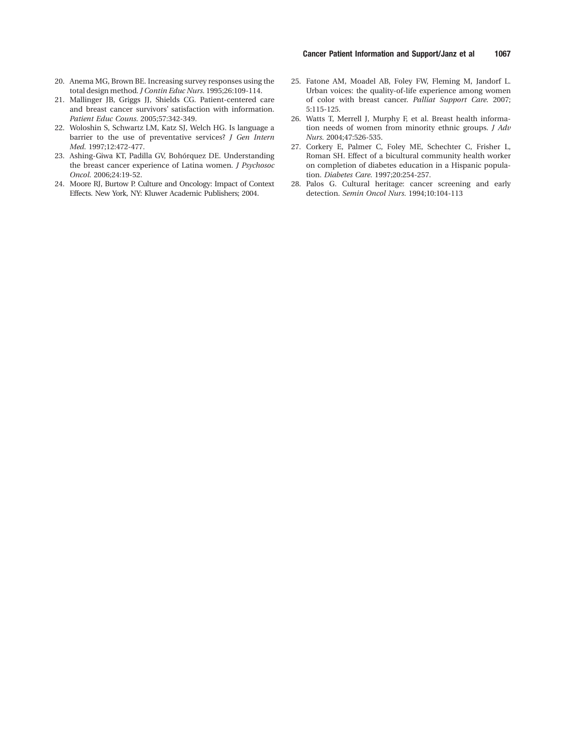20. Anema MG, Brown BE. Increasing survey responses using the total design method. *J Contin Educ Nurs*. 1995;26:109-114.
21. Mallinger JB, Griggs JJ, Shields CG. Patient-centered care and breast cancer survivors' satisfaction with information. *Patient Educ Couns*. 2005;57:342-349.
22. Woloshin S, Schwartz LM, Katz SJ, Welch HG. Is language a barrier to the use of preventative services? *J Gen Intern Med*. 1997;12:472-477.
23. Ashing-Giwa KT, Padilla GV, Bohórquez DE. Understanding the breast cancer experience of Latina women. *J Psychosoc Oncol*. 2006;24:19-52.
24. Moore RJ, Burtow P. Culture and Oncology: Impact of Context Effects. New York, NY: Kluwer Academic Publishers; 2004.
25. Fatone AM, Moadel AB, Foley FW, Fleming M, Jandorf L. Urban voices: the quality-of-life experience among women of color with breast cancer. *Palliat Support Care*. 2007; 5:115-125.
26. Watts T, Merrell J, Murphy F, et al. Breast health information needs of women from minority ethnic groups. *J Adv Nurs*. 2004;47:526-535.
27. Corkery E, Palmer C, Foley ME, Schechter C, Frisher L, Roman SH. Effect of a bicultural community health worker on completion of diabetes education in a Hispanic population. *Diabetes Care*. 1997;20:254-257.
28. Palos G. Cultural heritage: cancer screening and early detection. *Semin Oncol Nurs*. 1994;10:104-113